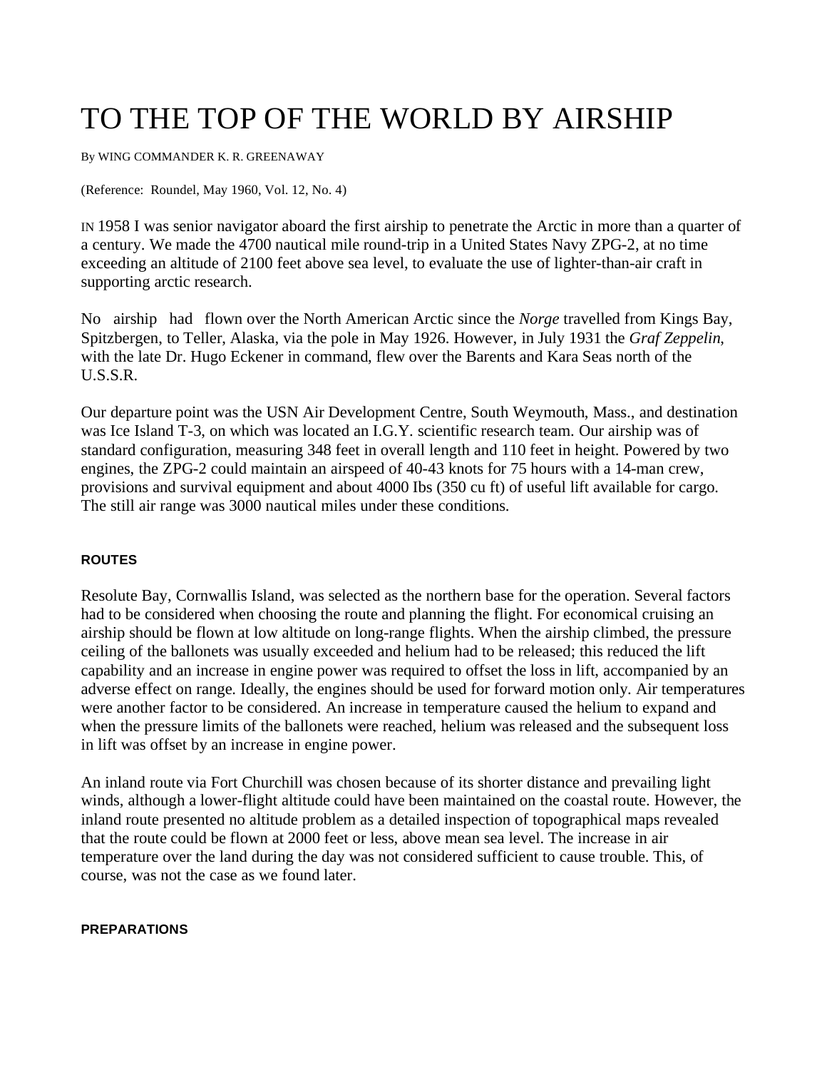# TO THE TOP OF THE WORLD BY AIRSHIP

By WING COMMANDER K. R. GREENAWAY

(Reference: Roundel, May 1960, Vol. 12, No. 4)

IN 1958 I was senior navigator aboard the first airship to penetrate the Arctic in more than a quarter of a century. We made the 4700 nautical mile round-trip in a United States Navy ZPG-2, at no time exceeding an altitude of 2100 feet above sea level, to evaluate the use of lighter-than-air craft in supporting arctic research.

No airship had flown over the North American Arctic since the *Norge* travelled from Kings Bay, Spitzbergen, to Teller, Alaska, via the pole in May 1926. However, in July 1931 the *Graf Zeppelin*, with the late Dr. Hugo Eckener in command, flew over the Barents and Kara Seas north of the U.S.S.R.

Our departure point was the USN Air Development Centre, South Weymouth, Mass., and destination was Ice Island T-3, on which was located an I.G.Y. scientific research team. Our airship was of standard configuration, measuring 348 feet in overall length and 110 feet in height. Powered by two engines, the ZPG-2 could maintain an airspeed of 40-43 knots for 75 hours with a 14-man crew, provisions and survival equipment and about 4000 Ibs (350 cu ft) of useful lift available for cargo. The still air range was 3000 nautical miles under these conditions.

#### ROUTES

Resolute Bay, Cornwallis Island, was selected as the northern base for the operation. Several factors had to be considered when choosing the route and planning the flight. For economical cruising an airship should be flown at low altitude on long-range flights. When the airship climbed, the pressure ceiling of the ballonets was usually exceeded and helium had to be released; this reduced the lift capability and an increase in engine power was required to offset the loss in lift, accompanied by an adverse effect on range. Ideally, the engines should be used for forward motion only. Air temperatures were another factor to be considered. An increase in temperature caused the helium to expand and when the pressure limits of the ballonets were reached, helium was released and the subsequent loss in lift was offset by an increase in engine power.

An inland route via Fort Churchill was chosen because of its shorter distance and prevailing light winds, although a lower-flight altitude could have been maintained on the coastal route. However, the inland route presented no altitude problem as a detailed inspection of topographical maps revealed that the route could be flown at 2000 feet or less, above mean sea level. The increase in air temperature over the land during the day was not considered sufficient to cause trouble. This, of course, was not the case as we found later.

#### PREPARATIONS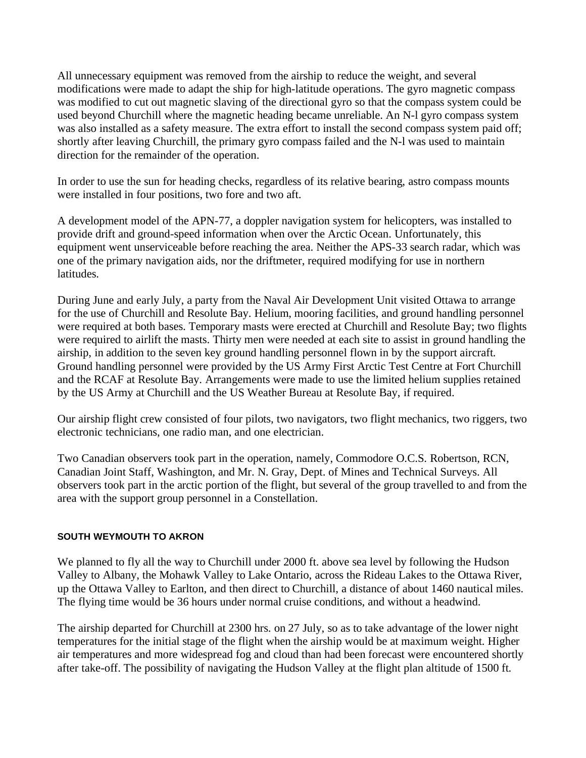All unnecessary equipment was removed from the airship to reduce the weight, and several modifications were made to adapt the ship for high-latitude operations. The gyro magnetic compass was modified to cut out magnetic slaving of the directional gyro so that the compass system could be used beyond Churchill where the magnetic heading became unreliable. An N-l gyro compass system was also installed as a safety measure. The extra effort to install the second compass system paid off; shortly after leaving Churchill, the primary gyro compass failed and the N-l was used to maintain direction for the remainder of the operation.

In order to use the sun for heading checks, regardless of its relative bearing, astro compass mounts were installed in four positions, two fore and two aft.

A development model of the APN-77, a doppler navigation system for helicopters, was installed to provide drift and ground-speed information when over the Arctic Ocean. Unfortunately, this equipment went unserviceable before reaching the area. Neither the APS-33 search radar, which was one of the primary navigation aids, nor the driftmeter, required modifying for use in northern latitudes.

During June and early July, a party from the Naval Air Development Unit visited Ottawa to arrange for the use of Churchill and Resolute Bay. Helium, mooring facilities, and ground handling personnel were required at both bases. Temporary masts were erected at Churchill and Resolute Bay; two flights were required to airlift the masts. Thirty men were needed at each site to assist in ground handling the airship, in addition to the seven key ground handling personnel flown in by the support aircraft. Ground handling personnel were provided by the US Army First Arctic Test Centre at Fort Churchill and the RCAF at Resolute Bay. Arrangements were made to use the limited helium supplies retained by the US Army at Churchill and the US Weather Bureau at Resolute Bay, if required.

Our airship flight crew consisted of four pilots, two navigators, two flight mechanics, two riggers, two electronic technicians, one radio man, and one electrician.

Two Canadian observers took part in the operation, namely, Commodore O.C.S. Robertson, RCN, Canadian Joint Staff, Washington, and Mr. N. Gray, Dept. of Mines and Technical Surveys. All observers took part in the arctic portion of the flight, but several of the group travelled to and from the area with the support group personnel in a Constellation.

#### SOUTH WEYMOUTH TO AKRON

We planned to fly all the way to Churchill under 2000 ft. above sea level by following the Hudson Valley to Albany, the Mohawk Valley to Lake Ontario, across the Rideau Lakes to the Ottawa River, up the Ottawa Valley to Earlton, and then direct to Churchill, a distance of about 1460 nautical miles. The flying time would be 36 hours under normal cruise conditions, and without a headwind.

The airship departed for Churchill at 2300 hrs. on 27 July, so as to take advantage of the lower night temperatures for the initial stage of the flight when the airship would be at maximum weight. Higher air temperatures and more widespread fog and cloud than had been forecast were encountered shortly after take-off. The possibility of navigating the Hudson Valley at the flight plan altitude of 1500 ft.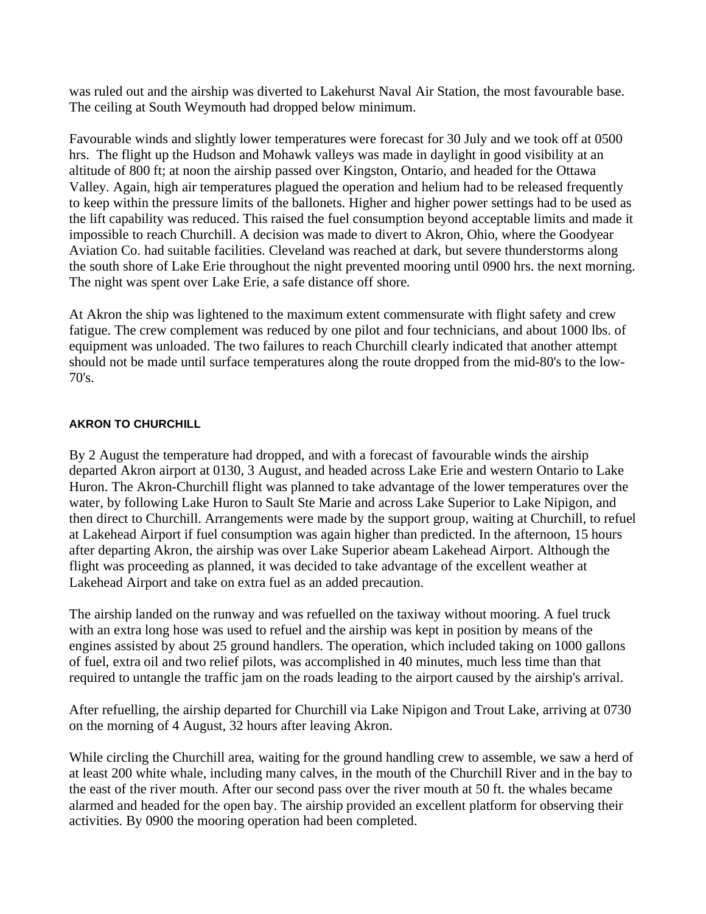was ruled out and the airship was diverted to Lakehurst Naval Air Station, the most favourable base. The ceiling at South Weymouth had dropped below minimum.

Favourable winds and slightly lower temperatures were forecast for 30 July and we took off at 0500 hrs. The flight up the Hudson and Mohawk valleys was made in daylight in good visibility at an altitude of 800 ft; at noon the airship passed over Kingston, Ontario, and headed for the Ottawa Valley. Again, high air temperatures plagued the operation and helium had to be released frequently to keep within the pressure limits of the ballonets. Higher and higher power settings had to be used as the lift capability was reduced. This raised the fuel consumption beyond acceptable limits and made it impossible to reach Churchill. A decision was made to divert to Akron, Ohio, where the Goodyear Aviation Co. had suitable facilities. Cleveland was reached at dark, but severe thunderstorms along the south shore of Lake Erie throughout the night prevented mooring until 0900 hrs. the next morning. The night was spent over Lake Erie, a safe distance off shore.

At Akron the ship was lightened to the maximum extent commensurate with flight safety and crew fatigue. The crew complement was reduced by one pilot and four technicians, and about 1000 lbs. of equipment was unloaded. The two failures to reach Churchill clearly indicated that another attempt should not be made until surface temperatures along the route dropped from the mid-80's to the low-70's.

#### AKRON TO CHURCHILL

By 2 August the temperature had dropped, and with a forecast of favourable winds the airship departed Akron airport at 0130, 3 August, and headed across Lake Erie and western Ontario to Lake Huron. The Akron-Churchill flight was planned to take advantage of the lower temperatures over the water, by following Lake Huron to Sault Ste Marie and across Lake Superior to Lake Nipigon, and then direct to Churchill. Arrangements were made by the support group, waiting at Churchill, to refuel at Lakehead Airport if fuel consumption was again higher than predicted. In the afternoon, 15 hours after departing Akron, the airship was over Lake Superior abeam Lakehead Airport. Although the flight was proceeding as planned, it was decided to take advantage of the excellent weather at Lakehead Airport and take on extra fuel as an added precaution.

The airship landed on the runway and was refuelled on the taxiway without mooring. A fuel truck with an extra long hose was used to refuel and the airship was kept in position by means of the engines assisted by about 25 ground handlers. The operation, which included taking on 1000 gallons of fuel, extra oil and two relief pilots, was accomplished in 40 minutes, much less time than that required to untangle the traffic jam on the roads leading to the airport caused by the airship's arrival.

After refuelling, the airship departed for Churchill via Lake Nipigon and Trout Lake, arriving at 0730 on the morning of 4 August, 32 hours after leaving Akron.

While circling the Churchill area, waiting for the ground handling crew to assemble, we saw a herd of at least 200 white whale, including many calves, in the mouth of the Churchill River and in the bay to the east of the river mouth. After our second pass over the river mouth at 50 ft. the whales became alarmed and headed for the open bay. The airship provided an excellent platform for observing their activities. By 0900 the mooring operation had been completed.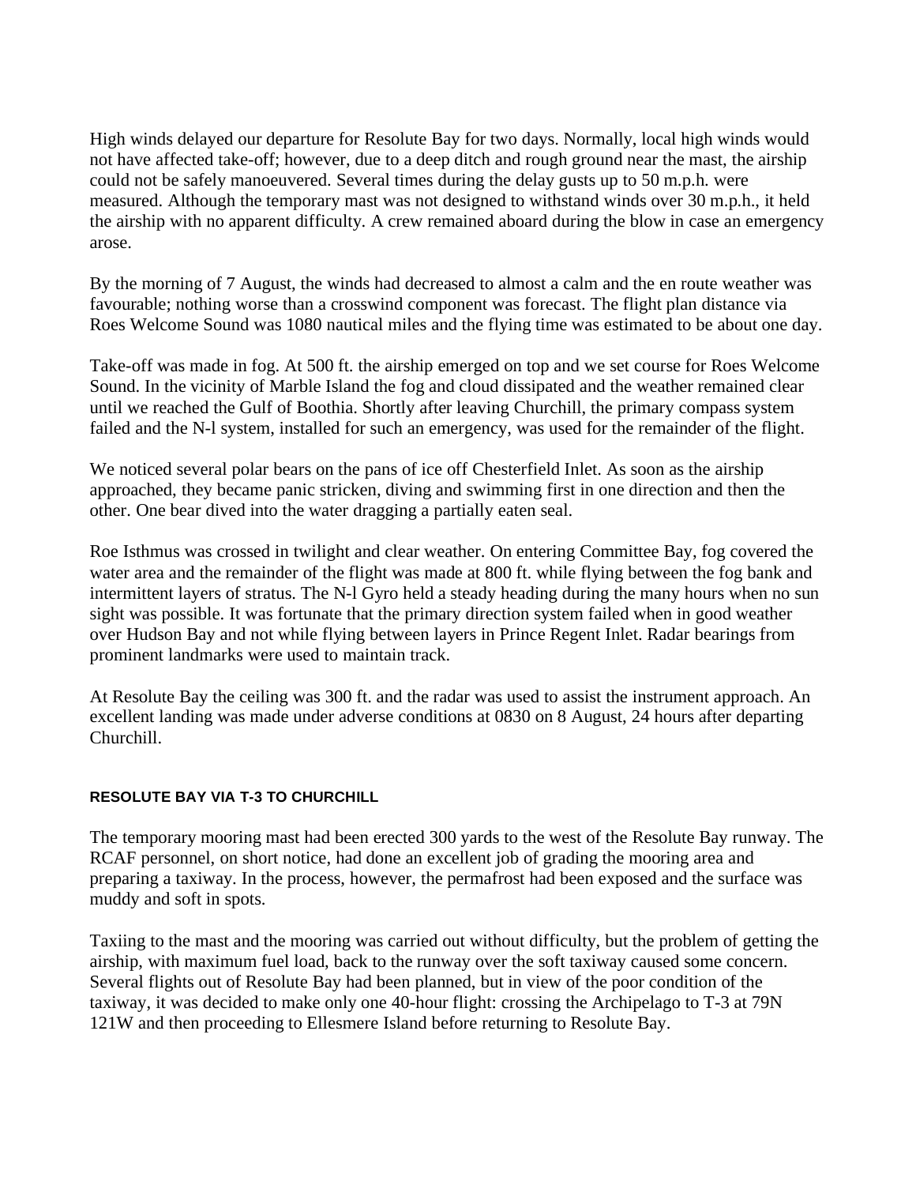High winds delayed our departure for Resolute Bay for two days. Normally, local high winds would not have affected take-off; however, due to a deep ditch and rough ground near the mast, the airship could not be safely manoeuvered. Several times during the delay gusts up to 50 m.p.h. were measured. Although the temporary mast was not designed to withstand winds over 30 m.p.h., it held the airship with no apparent difficulty. A crew remained aboard during the blow in case an emergency arose.

By the morning of 7 August, the winds had decreased to almost a calm and the en route weather was favourable; nothing worse than a crosswind component was forecast. The flight plan distance via Roes Welcome Sound was 1080 nautical miles and the flying time was estimated to be about one day.

Take-off was made in fog. At 500 ft. the airship emerged on top and we set course for Roes Welcome Sound. In the vicinity of Marble Island the fog and cloud dissipated and the weather remained clear until we reached the Gulf of Boothia. Shortly after leaving Churchill, the primary compass system failed and the N-l system, installed for such an emergency, was used for the remainder of the flight.

We noticed several polar bears on the pans of ice off Chesterfield Inlet. As soon as the airship approached, they became panic stricken, diving and swimming first in one direction and then the other. One bear dived into the water dragging a partially eaten seal.

Roe Isthmus was crossed in twilight and clear weather. On entering Committee Bay, fog covered the water area and the remainder of the flight was made at 800 ft. while flying between the fog bank and intermittent layers of stratus. The N-l Gyro held a steady heading during the many hours when no sun sight was possible. It was fortunate that the primary direction system failed when in good weather over Hudson Bay and not while flying between layers in Prince Regent Inlet. Radar bearings from prominent landmarks were used to maintain track.

At Resolute Bay the ceiling was 300 ft. and the radar was used to assist the instrument approach. An excellent landing was made under adverse conditions at 0830 on 8 August, 24 hours after departing Churchill.

#### RESOLUTE BAY VIA T-3 TO CHURCHILL

The temporary mooring mast had been erected 300 yards to the west of the Resolute Bay runway. The RCAF personnel, on short notice, had done an excellent job of grading the mooring area and preparing a taxiway. In the process, however, the permafrost had been exposed and the surface was muddy and soft in spots.

Taxiing to the mast and the mooring was carried out without difficulty, but the problem of getting the airship, with maximum fuel load, back to the runway over the soft taxiway caused some concern. Several flights out of Resolute Bay had been planned, but in view of the poor condition of the taxiway, it was decided to make only one 40-hour flight: crossing the Archipelago to T-3 at 79N 121W and then proceeding to Ellesmere Island before returning to Resolute Bay.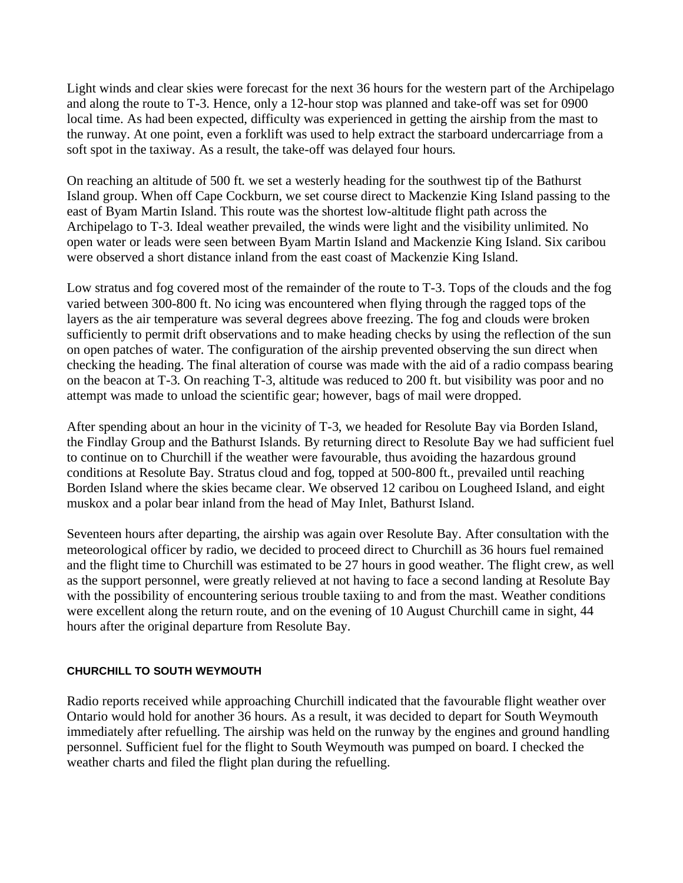Light winds and clear skies were forecast for the next 36 hours for the western part of the Archipelago and along the route to T-3. Hence, only a 12-hour stop was planned and take-off was set for 0900 local time. As had been expected, difficulty was experienced in getting the airship from the mast to the runway. At one point, even a forklift was used to help extract the starboard undercarriage from a soft spot in the taxiway. As a result, the take-off was delayed four hours.

On reaching an altitude of 500 ft. we set a westerly heading for the southwest tip of the Bathurst Island group. When off Cape Cockburn, we set course direct to Mackenzie King Island passing to the east of Byam Martin Island. This route was the shortest low-altitude flight path across the Archipelago to T-3. Ideal weather prevailed, the winds were light and the visibility unlimited. No open water or leads were seen between Byam Martin Island and Mackenzie King Island. Six caribou were observed a short distance inland from the east coast of Mackenzie King Island.

Low stratus and fog covered most of the remainder of the route to T-3. Tops of the clouds and the fog varied between 300-800 ft. No icing was encountered when flying through the ragged tops of the layers as the air temperature was several degrees above freezing. The fog and clouds were broken sufficiently to permit drift observations and to make heading checks by using the reflection of the sun on open patches of water. The configuration of the airship prevented observing the sun direct when checking the heading. The final alteration of course was made with the aid of a radio compass bearing on the beacon at T-3. On reaching T-3, altitude was reduced to 200 ft. but visibility was poor and no attempt was made to unload the scientific gear; however, bags of mail were dropped.

After spending about an hour in the vicinity of T-3, we headed for Resolute Bay via Borden Island, the Findlay Group and the Bathurst Islands. By returning direct to Resolute Bay we had sufficient fuel to continue on to Churchill if the weather were favourable, thus avoiding the hazardous ground conditions at Resolute Bay. Stratus cloud and fog, topped at 500-800 ft., prevailed until reaching Borden Island where the skies became clear. We observed 12 caribou on Lougheed Island, and eight muskox and a polar bear inland from the head of May Inlet, Bathurst Island.

Seventeen hours after departing, the airship was again over Resolute Bay. After consultation with the meteorological officer by radio, we decided to proceed direct to Churchill as 36 hours fuel remained and the flight time to Churchill was estimated to be 27 hours in good weather. The flight crew, as well as the support personnel, were greatly relieved at not having to face a second landing at Resolute Bay with the possibility of encountering serious trouble taxiing to and from the mast. Weather conditions were excellent along the return route, and on the evening of 10 August Churchill came in sight, 44 hours after the original departure from Resolute Bay.

#### CHURCHILL TO SOUTH WEYMOUTH

Radio reports received while approaching Churchill indicated that the favourable flight weather over Ontario would hold for another 36 hours. As a result, it was decided to depart for South Weymouth immediately after refuelling. The airship was held on the runway by the engines and ground handling personnel. Sufficient fuel for the flight to South Weymouth was pumped on board. I checked the weather charts and filed the flight plan during the refuelling.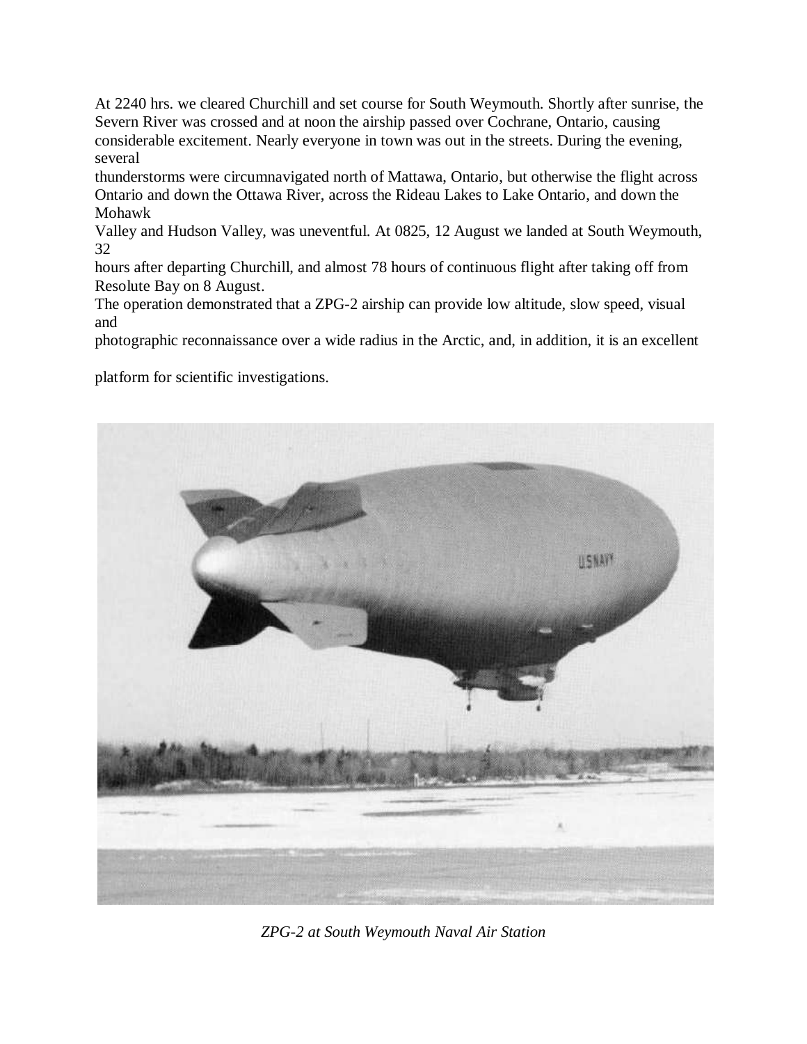At 2240 hrs. we cleared Churchill and set course for South Weymouth. Shortly after sunrise, the Severn River was crossed and at noon the airship passed over Cochrane, Ontario, causing considerable excitement. Nearly everyone in town was out in the streets. During the evening, several thunderstorms were circumnavigated north of Mattawa, Ontario, but otherwise the flight across Ontario and down the Ottawa River, across the Rideau Lakes to Lake Ontario, and down the Mohawk Valley and Hudson Valley, was uneventful. At 0825, 12 August we landed at South Weymouth, 32 hours after departing Churchill, and almost 78 hours of continuous flight after taking off from Resolute Bay on 8 August.

The operation demonstrated that a ZPG-2 airship can provide low altitude, slow speed, visual and photographic reconnaissance over a wide radius in the Arctic, and, in addition, it is an excellent platform for scientific investigations.

*ZPG-2 at South Weymouth Naval Air Station*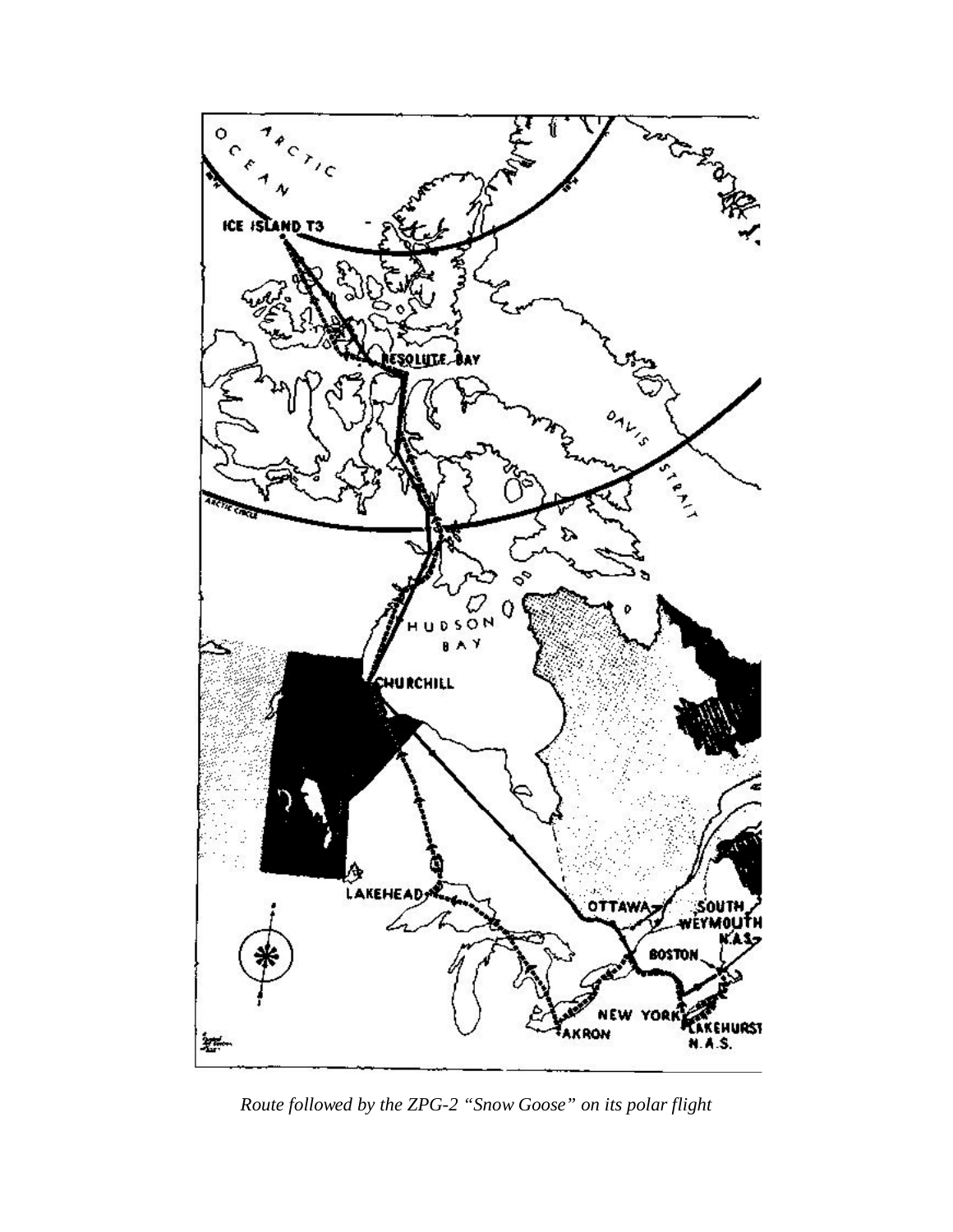ARCTIC OCEAN

ICE ISLAND T3

RESOLUTE BAY

DAVIS STRAIT

ARCTIC CIRCLE

HUDSON BAY

CHURCHILL

LAKEHEAD

OTTAWA

SOUTH WEYMOUTH N.A.S.

BOSTON

NEW YORK

LAKEHURST N.A.S.

AKRON

*Route followed by the ZPG-2 “Snow Goose” on its polar flight*